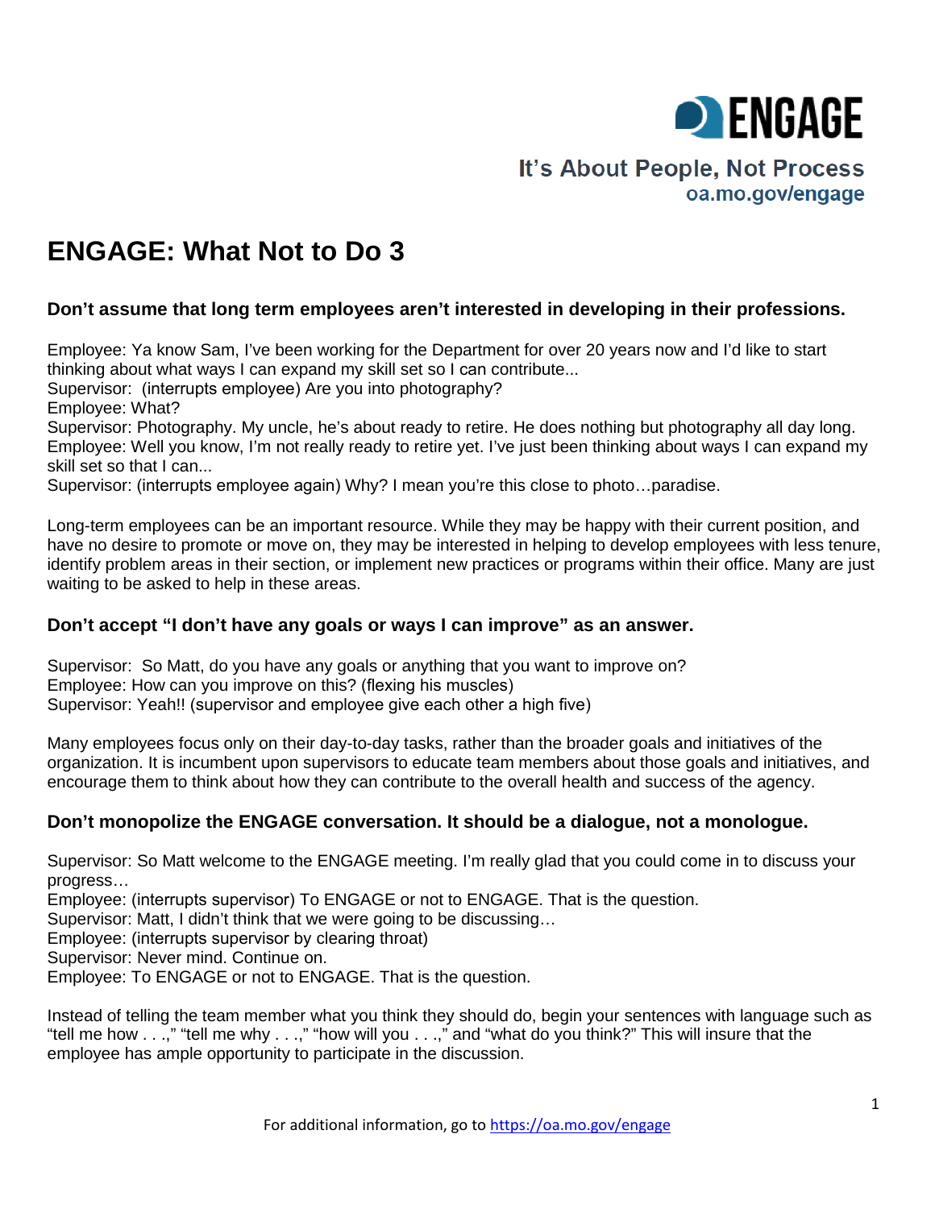ENGAGE

It's About People, Not Process
oa.mo.gov/engage

# ENGAGE: What Not to Do 3

### Don't assume that long term employees aren't interested in developing in their professions.

Employee: Ya know Sam, I've been working for the Department for over 20 years now and I'd like to start thinking about what ways I can expand my skill set so I can contribute...
Supervisor: (interrupts employee) Are you into photography?
Employee: What?
Supervisor: Photography. My uncle, he's about ready to retire. He does nothing but photography all day long.
Employee: Well you know, I'm not really ready to retire yet. I've just been thinking about ways I can expand my skill set so that I can...
Supervisor: (interrupts employee again) Why? I mean you're this close to photo…paradise.

Long-term employees can be an important resource. While they may be happy with their current position, and have no desire to promote or move on, they may be interested in helping to develop employees with less tenure, identify problem areas in their section, or implement new practices or programs within their office. Many are just waiting to be asked to help in these areas.

### Don't accept "I don't have any goals or ways I can improve" as an answer.

Supervisor: So Matt, do you have any goals or anything that you want to improve on?
Employee: How can you improve on this? (flexing his muscles)
Supervisor: Yeah!! (supervisor and employee give each other a high five)

Many employees focus only on their day-to-day tasks, rather than the broader goals and initiatives of the organization. It is incumbent upon supervisors to educate team members about those goals and initiatives, and encourage them to think about how they can contribute to the overall health and success of the agency.

### Don't monopolize the ENGAGE conversation. It should be a dialogue, not a monologue.

Supervisor: So Matt welcome to the ENGAGE meeting. I'm really glad that you could come in to discuss your progress…
Employee: (interrupts supervisor) To ENGAGE or not to ENGAGE. That is the question.
Supervisor: Matt, I didn't think that we were going to be discussing…
Employee: (interrupts supervisor by clearing throat)
Supervisor: Never mind. Continue on.
Employee: To ENGAGE or not to ENGAGE. That is the question.

Instead of telling the team member what you think they should do, begin your sentences with language such as "tell me how . . .," "tell me why . . .," "how will you . . .," and "what do you think?" This will insure that the employee has ample opportunity to participate in the discussion.

For additional information, go to https://oa.mo.gov/engage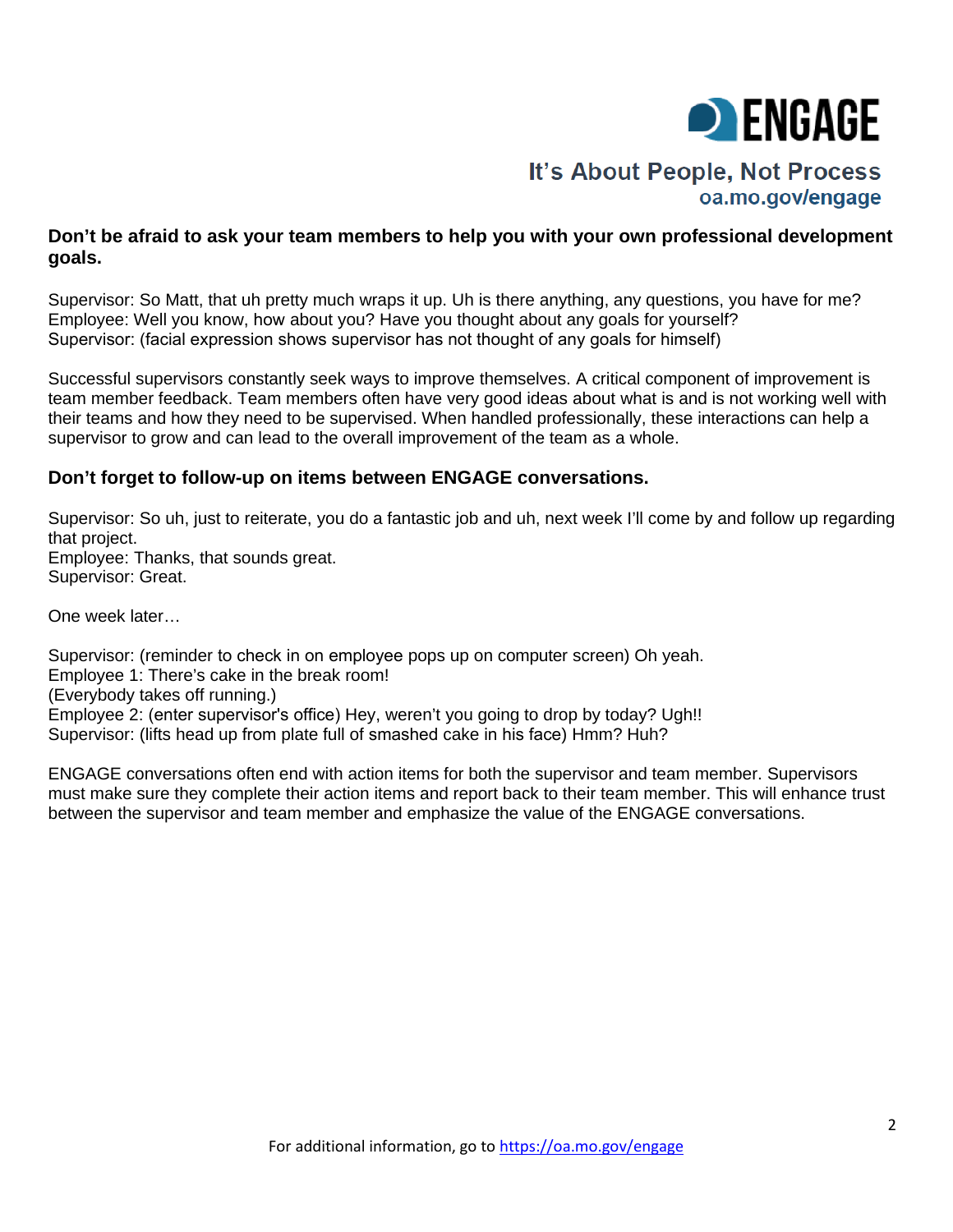# ENGAGE

**It's About People, Not Process**
**oa.mo.gov/engage**

## Don't be afraid to ask your team members to help you with your own professional development goals.

Supervisor: So Matt, that uh pretty much wraps it up. Uh is there anything, any questions, you have for me?
Employee: Well you know, how about you? Have you thought about any goals for yourself?
Supervisor: (facial expression shows supervisor has not thought of any goals for himself)

Successful supervisors constantly seek ways to improve themselves. A critical component of improvement is team member feedback. Team members often have very good ideas about what is and is not working well with their teams and how they need to be supervised. When handled professionally, these interactions can help a supervisor to grow and can lead to the overall improvement of the team as a whole.

## Don't forget to follow-up on items between ENGAGE conversations.

Supervisor: So uh, just to reiterate, you do a fantastic job and uh, next week I'll come by and follow up regarding that project.
Employee: Thanks, that sounds great.
Supervisor: Great.

One week later…

Supervisor: (reminder to check in on employee pops up on computer screen) Oh yeah.
Employee 1: There's cake in the break room!
(Everybody takes off running.)
Employee 2: (enter supervisor's office) Hey, weren't you going to drop by today? Ugh!!
Supervisor: (lifts head up from plate full of smashed cake in his face) Hmm? Huh?

ENGAGE conversations often end with action items for both the supervisor and team member. Supervisors must make sure they complete their action items and report back to their team member. This will enhance trust between the supervisor and team member and emphasize the value of the ENGAGE conversations.

For additional information, go to https://oa.mo.gov/engage